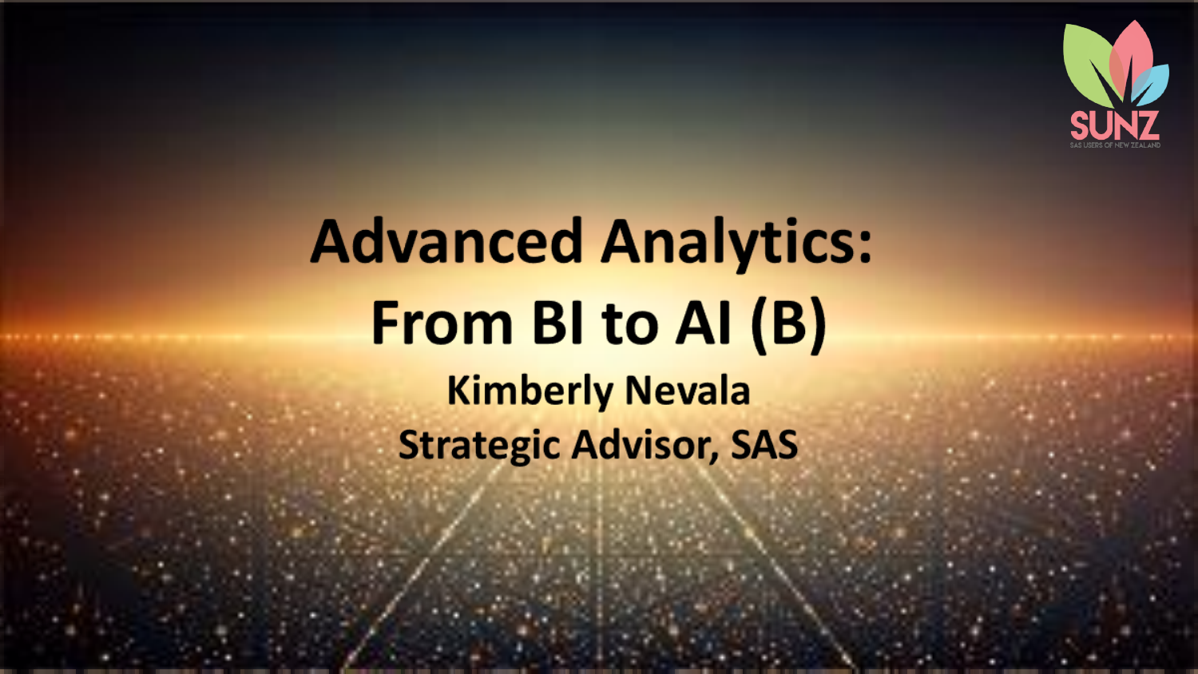# Advanced Analytics: From BI to AI (B)

**Kimberly Nevala**

**Strategic Advisor, SAS**

SUNZ

SAS USERS OF NEW ZEALAND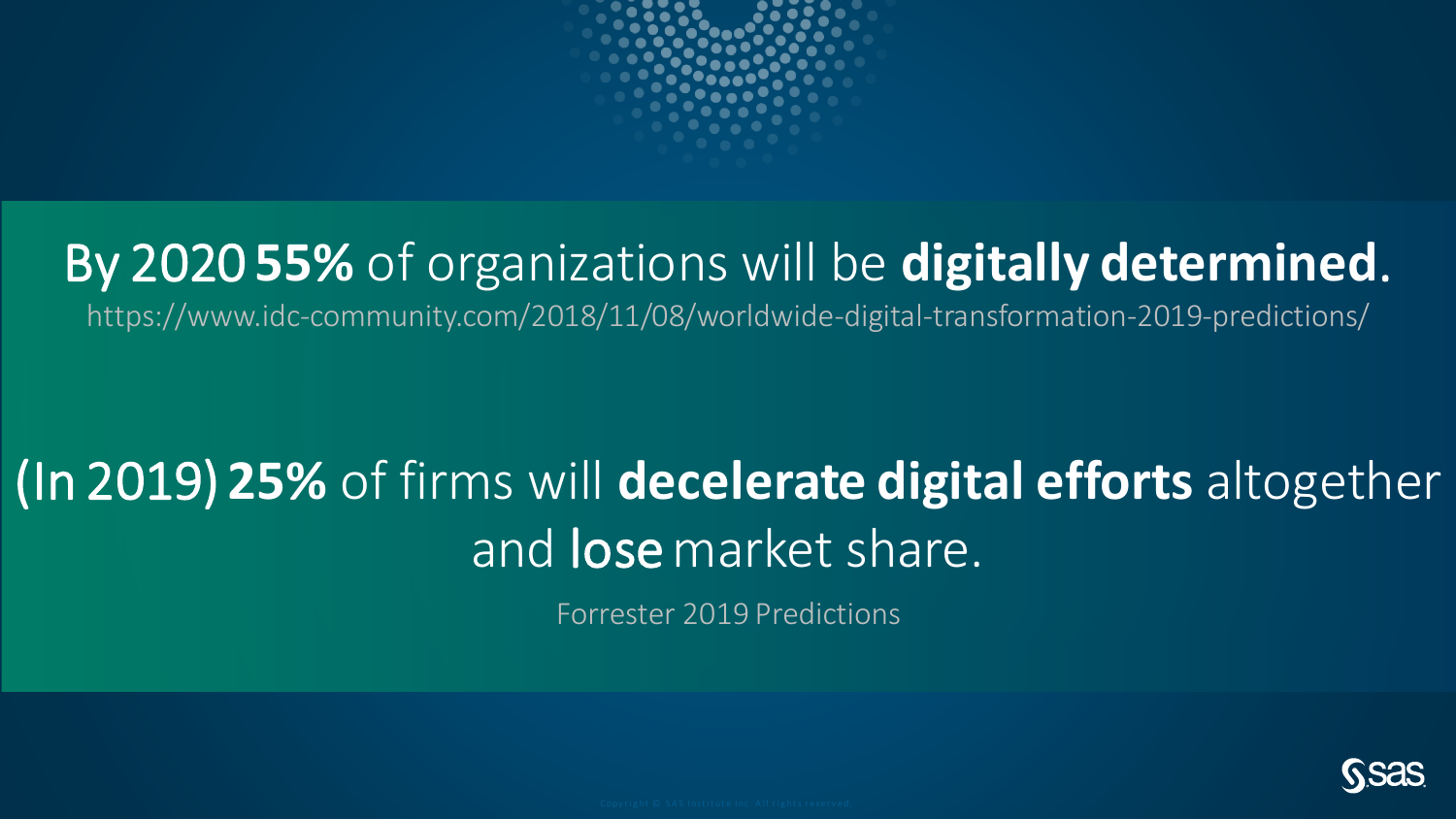By 2020 **55%** of organizations will be **digitally determined**.

https://www.idc-community.com/2018/11/08/worldwide-digital-transformation-2019-predictions/

(In 2019) **25%** of firms will **decelerate digital efforts** altogether and lose market share.

Forrester 2019 Predictions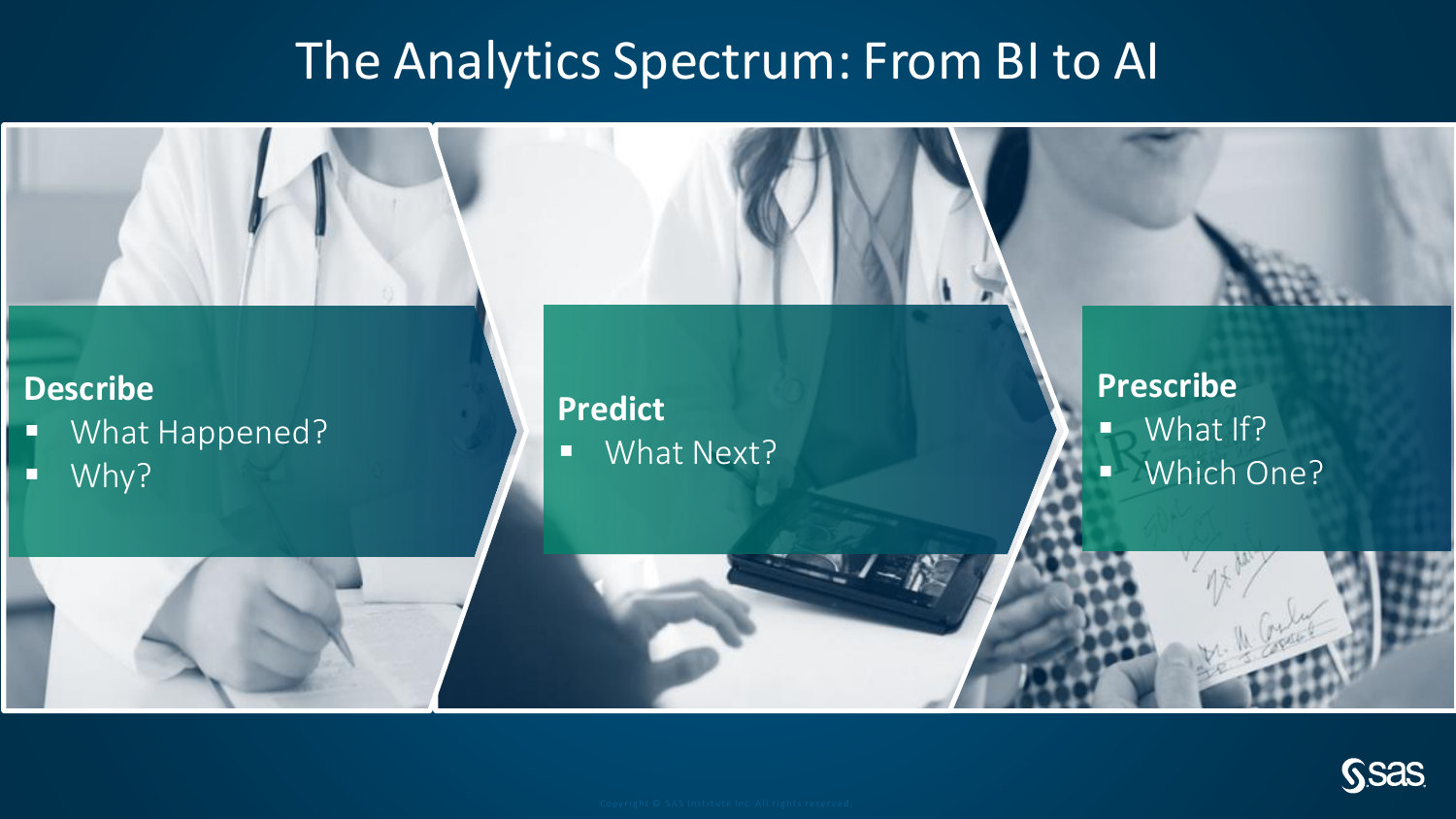# The Analytics Spectrum: From BI to AI

**Describe**

- What Happened?
- Why?

**Predict**

- What Next?

**Prescribe**

- What If?
- Which One?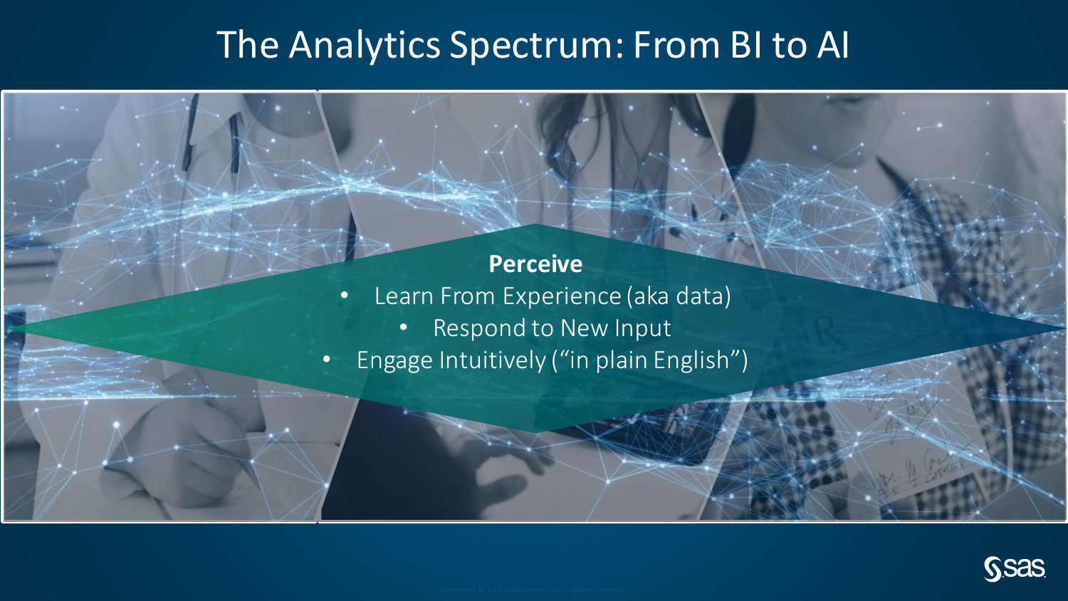# The Analytics Spectrum: From BI to AI

**Perceive**

- Learn From Experience (aka data)
- Respond to New Input
- Engage Intuitively ("in plain English")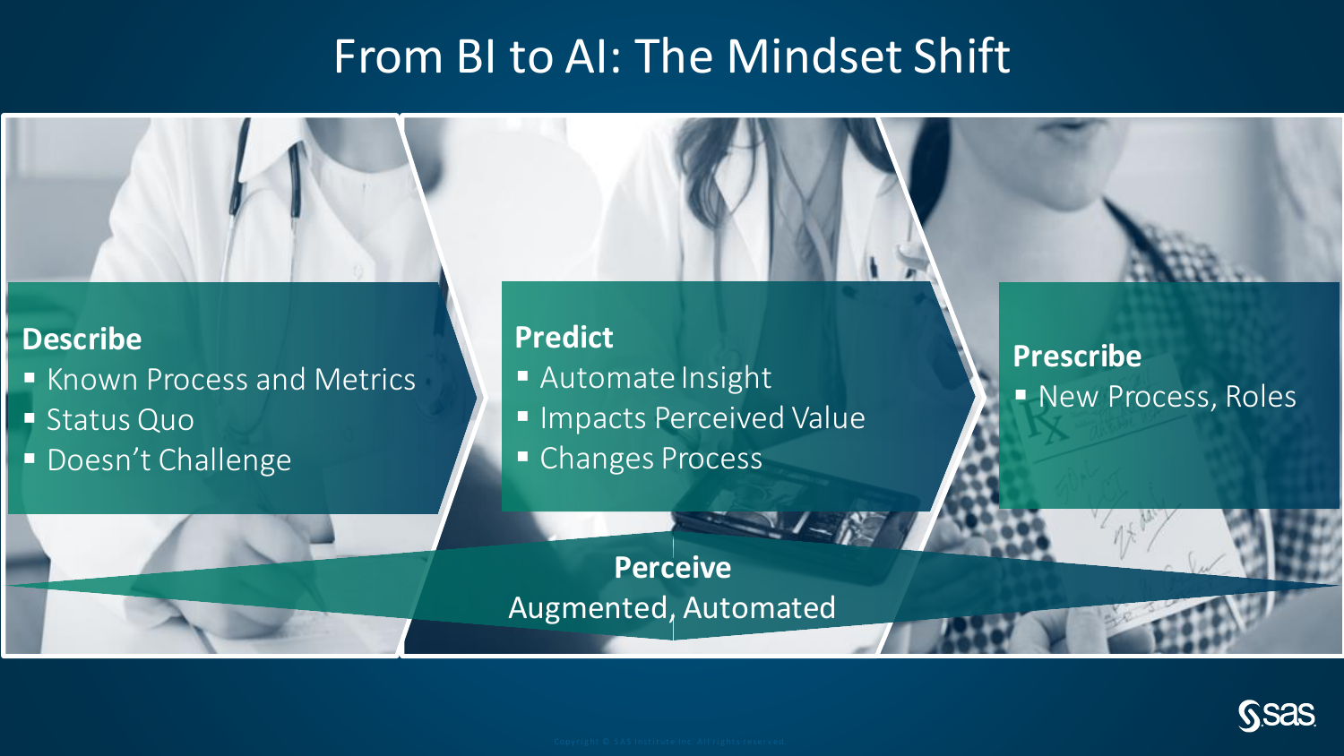# From BI to AI: The Mindset Shift

**Describe**
- Known Process and Metrics
- Status Quo
- Doesn't Challenge

**Predict**
- Automate Insight
- Impacts Perceived Value
- Changes Process

**Prescribe**
- New Process, Roles

**Perceive**
Augmented, Automated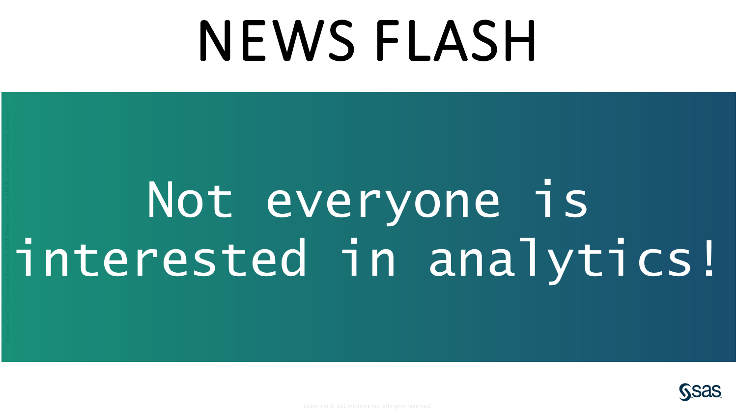# NEWS FLASH

Not everyone is interested in analytics!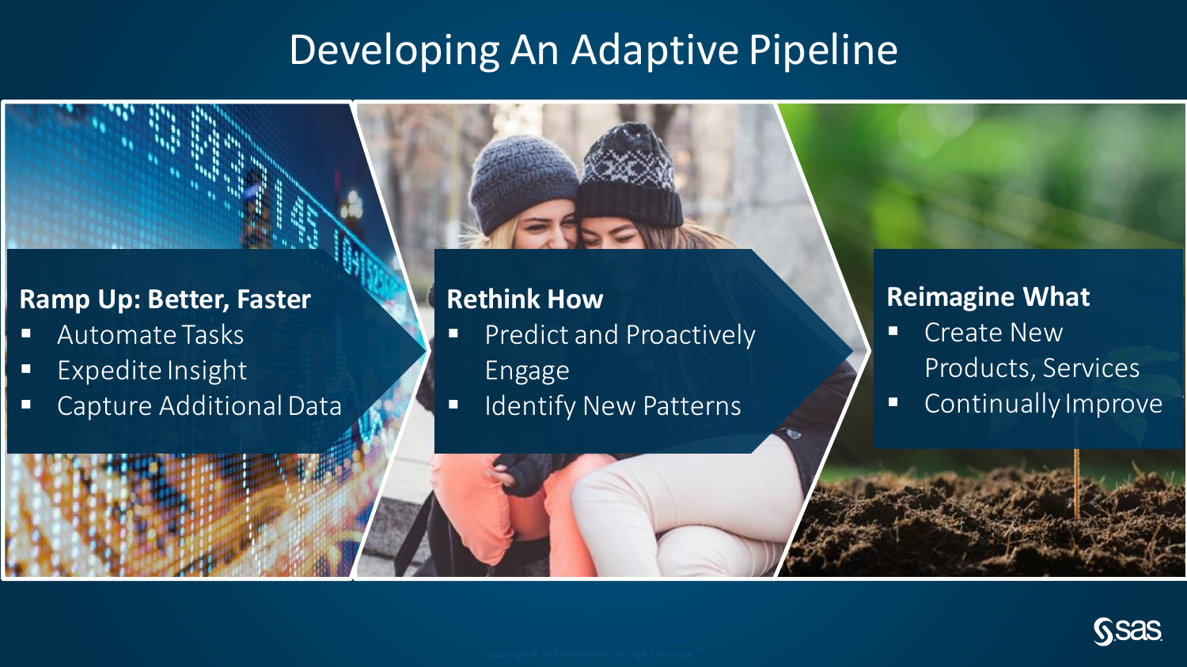# Developing An Adaptive Pipeline

### Ramp Up: Better, Faster

- Automate Tasks
- Expedite Insight
- Capture Additional Data

### Rethink How

- Predict and Proactively Engage
- Identify New Patterns

### Reimagine What

- Create New Products, Services
- Continually Improve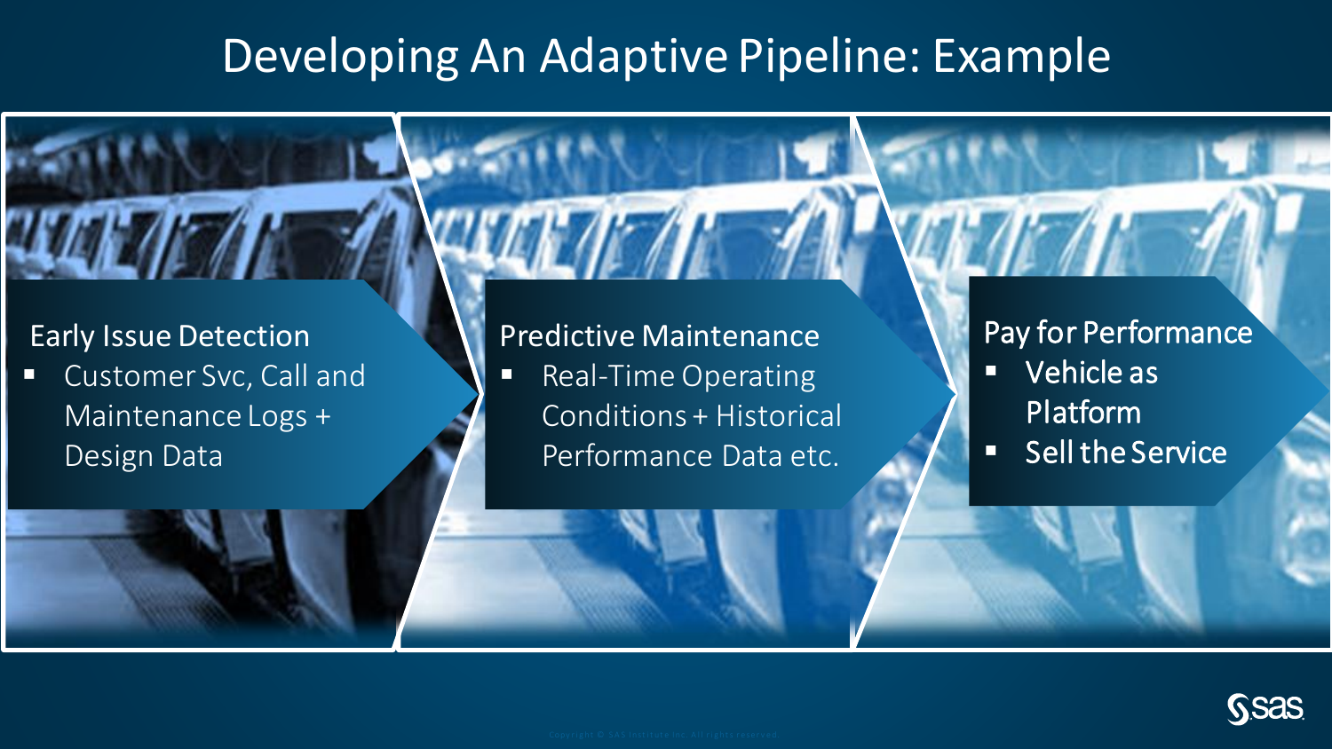# Developing An Adaptive Pipeline: Example

**Early Issue Detection**

- Customer Svc, Call and Maintenance Logs + Design Data

**Predictive Maintenance**

- Real-Time Operating Conditions + Historical Performance Data etc.

**Pay for Performance**

- Vehicle as Platform
- Sell the Service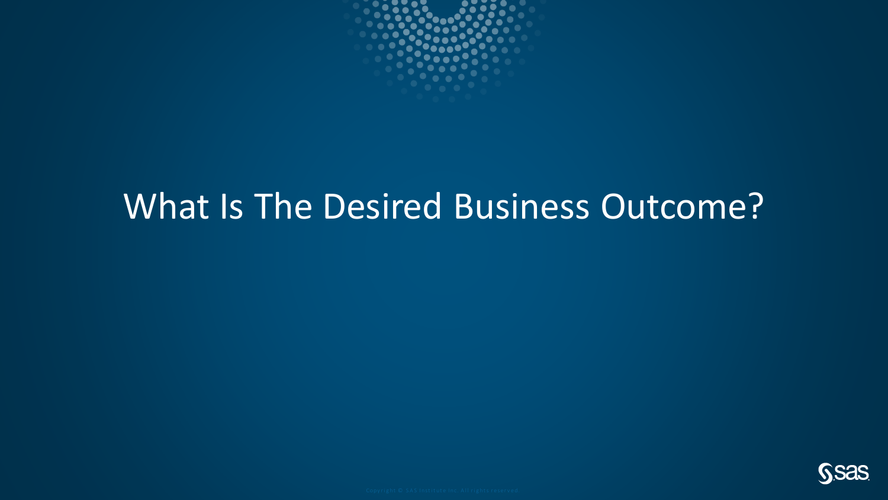# What Is The Desired Business Outcome?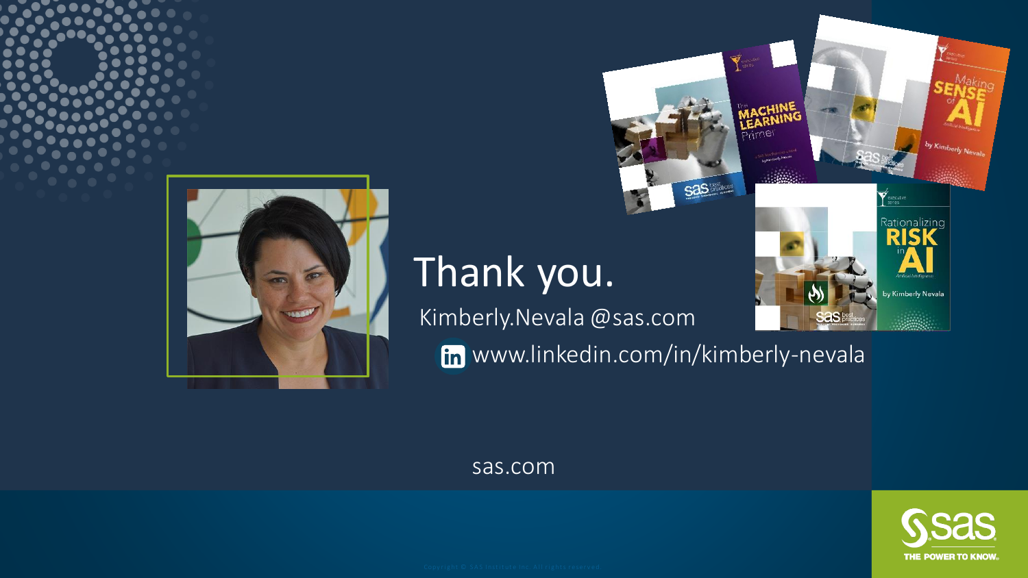# Thank you.

Kimberly.Nevala @sas.com

www.linkedin.com/in/kimberly-nevala

sas.com